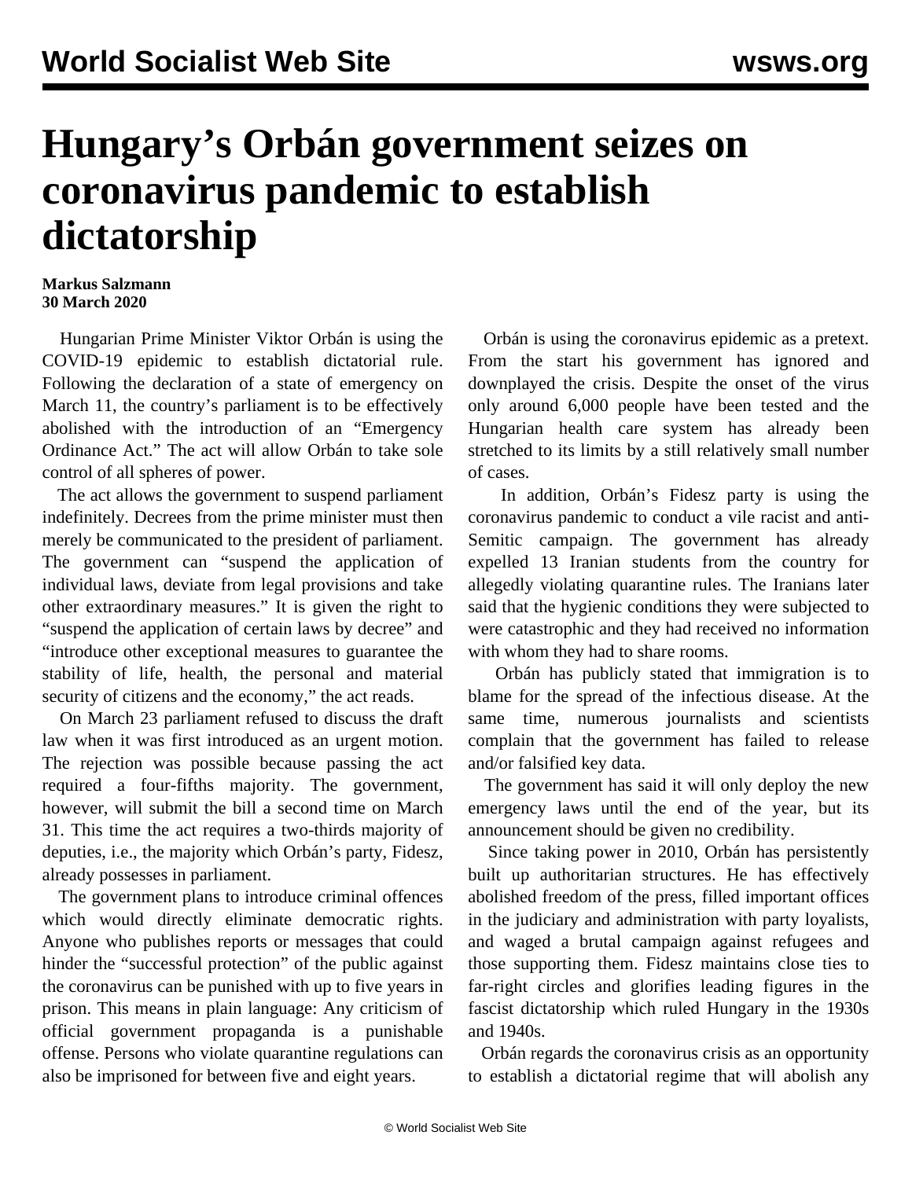# Hungary's Orbán government seizes on coronavirus pandemic to establish dictatorship

**Markus Salzmann**
**30 March 2020**

Hungarian Prime Minister Viktor Orbán is using the COVID-19 epidemic to establish dictatorial rule. Following the declaration of a state of emergency on March 11, the country's parliament is to be effectively abolished with the introduction of an "Emergency Ordinance Act." The act will allow Orbán to take sole control of all spheres of power.

The act allows the government to suspend parliament indefinitely. Decrees from the prime minister must then merely be communicated to the president of parliament. The government can "suspend the application of individual laws, deviate from legal provisions and take other extraordinary measures." It is given the right to "suspend the application of certain laws by decree" and "introduce other exceptional measures to guarantee the stability of life, health, the personal and material security of citizens and the economy," the act reads.

On March 23 parliament refused to discuss the draft law when it was first introduced as an urgent motion. The rejection was possible because passing the act required a four-fifths majority. The government, however, will submit the bill a second time on March 31. This time the act requires a two-thirds majority of deputies, i.e., the majority which Orbán's party, Fidesz, already possesses in parliament.

The government plans to introduce criminal offences which would directly eliminate democratic rights. Anyone who publishes reports or messages that could hinder the "successful protection" of the public against the coronavirus can be punished with up to five years in prison. This means in plain language: Any criticism of official government propaganda is a punishable offense. Persons who violate quarantine regulations can also be imprisoned for between five and eight years.

Orbán is using the coronavirus epidemic as a pretext. From the start his government has ignored and downplayed the crisis. Despite the onset of the virus only around 6,000 people have been tested and the Hungarian health care system has already been stretched to its limits by a still relatively small number of cases.

In addition, Orbán's Fidesz party is using the coronavirus pandemic to conduct a vile racist and anti-Semitic campaign. The government has already expelled 13 Iranian students from the country for allegedly violating quarantine rules. The Iranians later said that the hygienic conditions they were subjected to were catastrophic and they had received no information with whom they had to share rooms.

Orbán has publicly stated that immigration is to blame for the spread of the infectious disease. At the same time, numerous journalists and scientists complain that the government has failed to release and/or falsified key data.

The government has said it will only deploy the new emergency laws until the end of the year, but its announcement should be given no credibility.

Since taking power in 2010, Orbán has persistently built up authoritarian structures. He has effectively abolished freedom of the press, filled important offices in the judiciary and administration with party loyalists, and waged a brutal campaign against refugees and those supporting them. Fidesz maintains close ties to far-right circles and glorifies leading figures in the fascist dictatorship which ruled Hungary in the 1930s and 1940s.

Orbán regards the coronavirus crisis as an opportunity to establish a dictatorial regime that will abolish any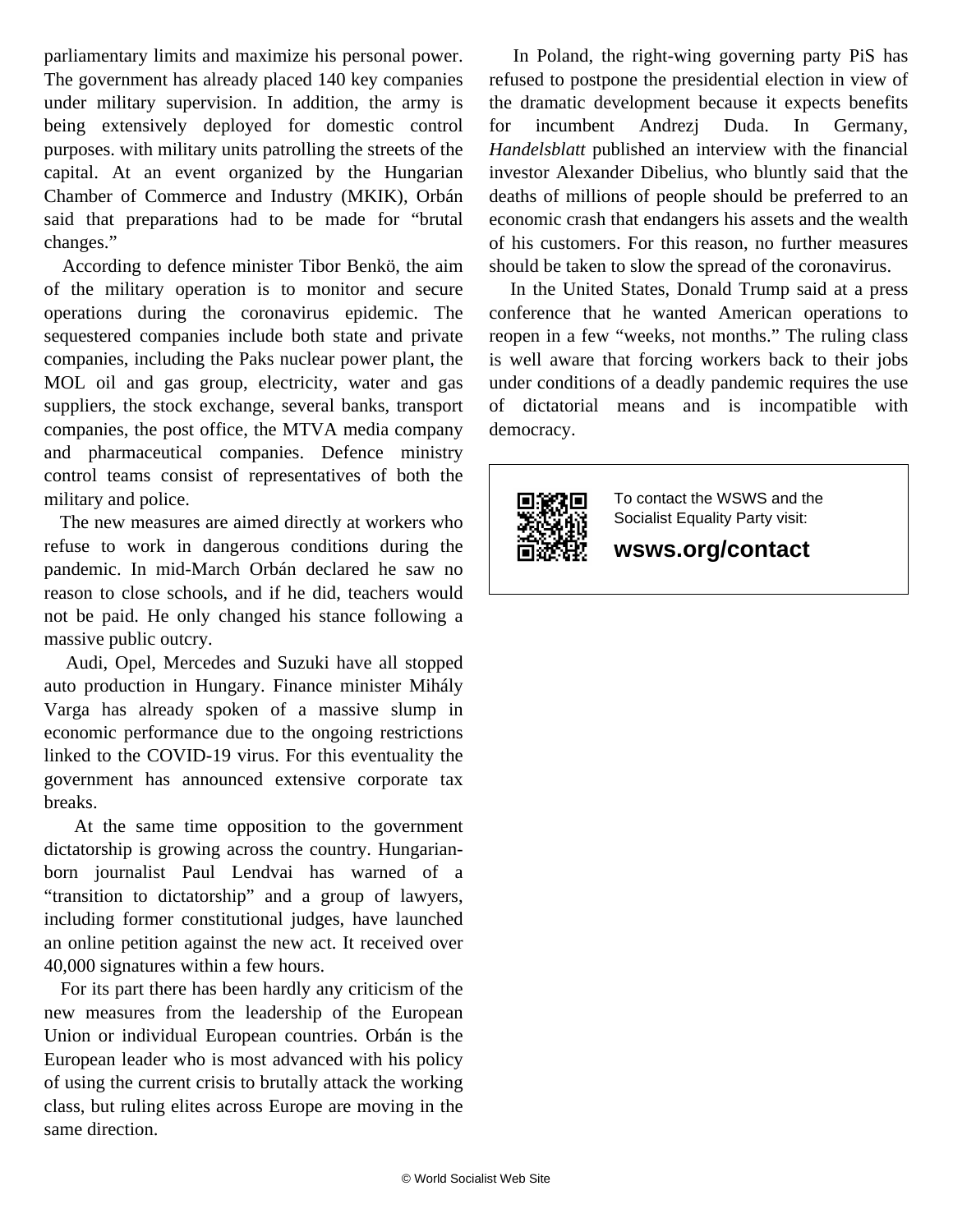parliamentary limits and maximize his personal power. The government has already placed 140 key companies under military supervision. In addition, the army is being extensively deployed for domestic control purposes. with military units patrolling the streets of the capital. At an event organized by the Hungarian Chamber of Commerce and Industry (MKIK), Orbán said that preparations had to be made for “brutal changes.”

According to defence minister Tibor Benkö, the aim of the military operation is to monitor and secure operations during the coronavirus epidemic. The sequestered companies include both state and private companies, including the Paks nuclear power plant, the MOL oil and gas group, electricity, water and gas suppliers, the stock exchange, several banks, transport companies, the post office, the MTVA media company and pharmaceutical companies. Defence ministry control teams consist of representatives of both the military and police.

The new measures are aimed directly at workers who refuse to work in dangerous conditions during the pandemic. In mid-March Orbán declared he saw no reason to close schools, and if he did, teachers would not be paid. He only changed his stance following a massive public outcry.

Audi, Opel, Mercedes and Suzuki have all stopped auto production in Hungary. Finance minister Mihály Varga has already spoken of a massive slump in economic performance due to the ongoing restrictions linked to the COVID-19 virus. For this eventuality the government has announced extensive corporate tax breaks.

At the same time opposition to the government dictatorship is growing across the country. Hungarian-born journalist Paul Lendvai has warned of a “transition to dictatorship” and a group of lawyers, including former constitutional judges, have launched an online petition against the new act. It received over 40,000 signatures within a few hours.

For its part there has been hardly any criticism of the new measures from the leadership of the European Union or individual European countries. Orbán is the European leader who is most advanced with his policy of using the current crisis to brutally attack the working class, but ruling elites across Europe are moving in the same direction.

In Poland, the right-wing governing party PiS has refused to postpone the presidential election in view of the dramatic development because it expects benefits for incumbent Andrezj Duda. In Germany, *Handelsblatt* published an interview with the financial investor Alexander Dibelius, who bluntly said that the deaths of millions of people should be preferred to an economic crash that endangers his assets and the wealth of his customers. For this reason, no further measures should be taken to slow the spread of the coronavirus.

In the United States, Donald Trump said at a press conference that he wanted American operations to reopen in a few “weeks, not months.” The ruling class is well aware that forcing workers back to their jobs under conditions of a deadly pandemic requires the use of dictatorial means and is incompatible with democracy.

To contact the WSWS and the Socialist Equality Party visit:

**wsws.org/contact**